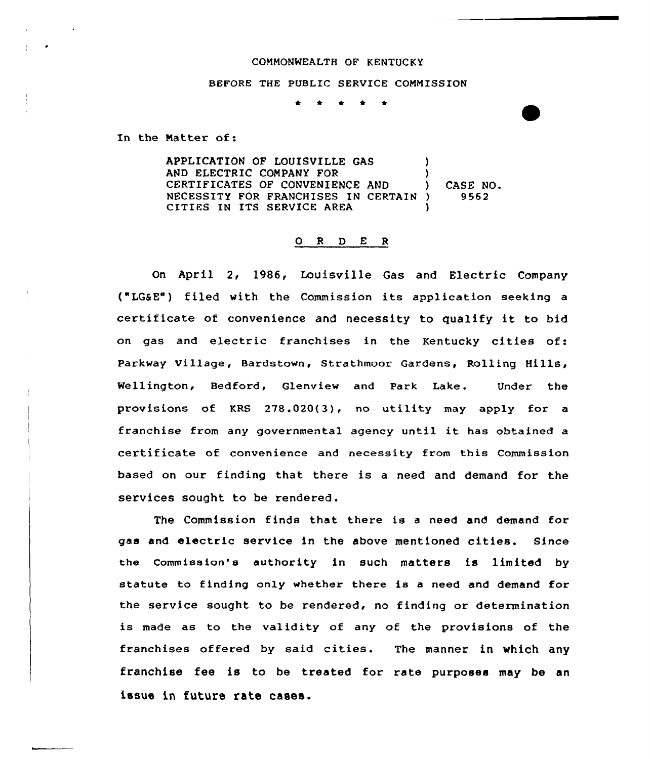COMMONWEALTH OF KENTUCKY

BEFORE THE PUBLIC SERVICE COMMISSION

\* \* \* \* \*

In the Matter of:

APPLICATION OF LOUISVILLE GAS AND ELECTRIC COMPANY FOR CERTIFICATES OF CONVENIENCE AND NECESSITY FOR FRANCHISES IN CERTAIN CITIES IN ITS SERVICE AREA ) CASE NO. 9562

## O R D E R

On April 2, 1986, Louisville Gas and Electric Company ("LG&E") filed with the Commission its application seeking a certificate of convenience and necessity to qualify it to bid on gas and electric franchises in the Kentucky cities of: Parkway Village, Bardstown, Strathmoor Gardens, Rolling Hills, Wellington, Bedford, Glenview and Park Lake. Under the provisions of KRS 278.020(3), no utility may apply for a franchise from any governmental agency until it has obtained a certificate of convenience and necessity from this Commission based on our finding that there is a need and demand for the services sought to be rendered.

The Commission finds that there is a need and demand for gas and electric service in the above mentioned cities. Since the Commission's authority in such matters is limited by statute to finding only whether there is a need and demand for the service sought to be rendered, no finding or determination is made as to the validity of any of the provisions of the franchises offered by said cities. The manner in which any franchise fee is to be treated for rate purposes may be an issue in future rate cases.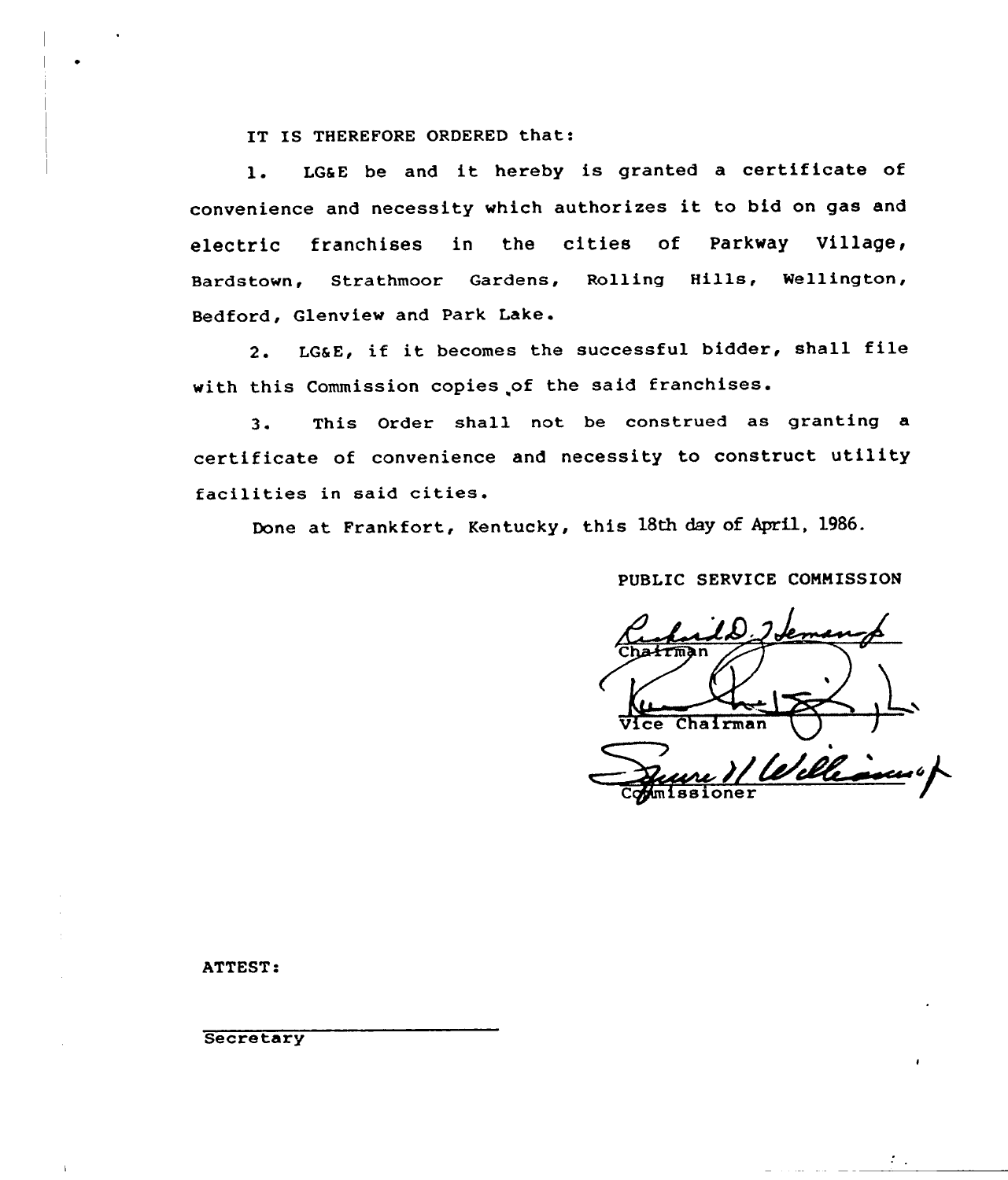IT IS THEREFORE ORDERED that:

1. LG&E be and it hereby is granted a certificate of convenience and necessity which authorizes it to bid on gas and electric franchises in the cities of Parkway Village, Bardstown, Strathmoor Gardens, Rolling Hills, Wellington, Bedford, Glenview and Park Lake.

2. LG&E, if it becomes the successful bidder, shall file with this Commission copies of the said franchises.

3. This Order shall not be construed as granting a certificate of convenience and necessity to construct utility facilities in said cities.

Done at Frankfort, Kentucky, this 18th day of April, 1986.

PUBLIC SERVICE COMMISSION

Chairman

Vice Chairman

Commissioner

ATTEST:

Secretary